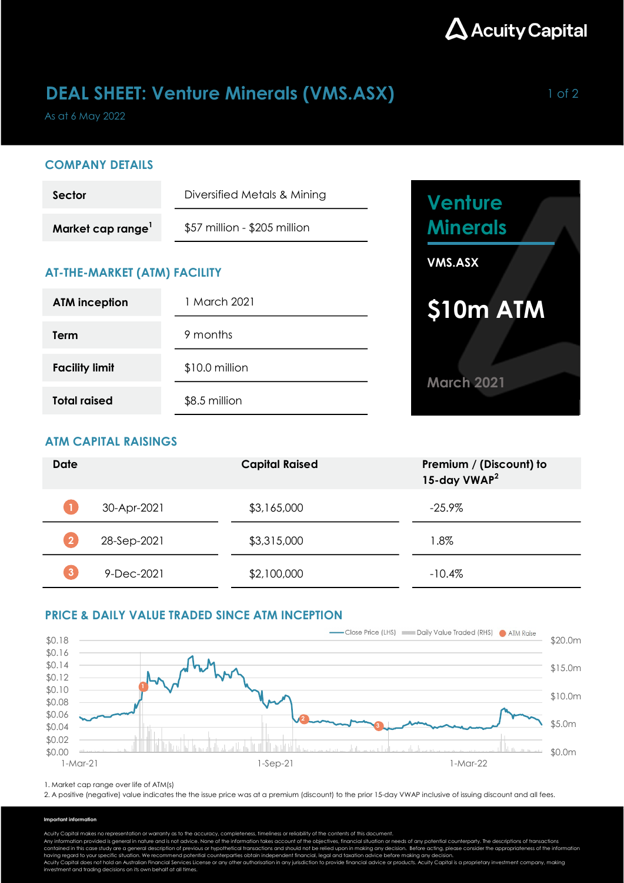# DEAL SHEET: Venture Minerals (VMS.ASX)

As at 6 May 2022

## COMPANY DETAILS

| | |
|---|---|
| **Sector** | Diversified Metals & Mining |
| **Market cap range**[1] | $57 million - $205 million |

## AT-THE-MARKET (ATM) FACILITY

| | |
|---|---|
| **ATM inception** | 1 March 2021 |
| **Term** | 9 months |
| **Facility limit** | $10.0 million |
| **Total raised** | $8.5 million |

**Venture Minerals**

**VMS.ASX**

**$10m ATM**

**March 2021**

## ATM CAPITAL RAISINGS

| Date | Capital Raised | Premium / (Discount) to 15-day VWAP[2] |
|---|---|---|
| 1 30-Apr-2021 | $3,165,000 | -25.9% |
| 2 28-Sep-2021 | $3,315,000 | 1.8% |
| 3 9-Dec-2021 | $2,100,000 | -10.4% |

## PRICE & DAILY VALUE TRADED SINCE ATM INCEPTION

Close Price (LHS) | Daily Value Traded (RHS) | ATM Raise

1. Market cap range over life of ATM(s)
2. A positive (negative) value indicates the the issue price was at a premium (discount) to the prior 15-day VWAP inclusive of issuing discount and all fees.

**Important information**

Acuity Capital makes no representation or warranty as to the accuracy, completeness, timeliness or reliability of the contents of this document.
Any information provided is general in nature and is not advice. None of the information takes account of the objectives, financial situation or needs of any potential counterparty. The descriptions of transactions contained in this case study are a general description of previous or hypothetical transactions and should not be relied upon in making any decision. Before acting, please consider the appropriateness of the information having regard to your specific situation. We recommend potential counterparties obtain independent financial, legal and taxation advice before making any decision.
Acuity Capital does not hold an Australian Financial Services License or any other authorisation in any jurisdiction to provide financial advice or products. Acuity Capital is a proprietary investment company, making investment and trading decisions on its own behalf at all times.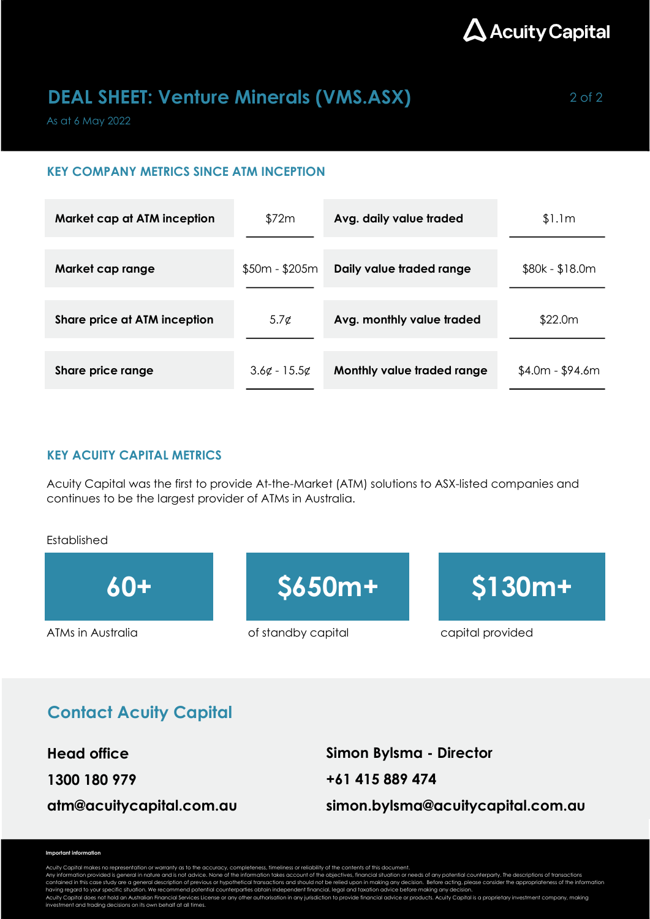Acuity Capital

# DEAL SHEET: Venture Minerals (VMS.ASX)

As at 6 May 2022

## KEY COMPANY METRICS SINCE ATM INCEPTION

| | | | |
|---|---|---|---|
| **Market cap at ATM inception** | $72m | **Avg. daily value traded** | $1.1m |
| **Market cap range** | $50m - $205m | **Daily value traded range** | $80k - $18.0m |
| **Share price at ATM inception** | 5.7¢ | **Avg. monthly value traded** | $22.0m |
| **Share price range** | 3.6¢ - 15.5¢ | **Monthly value traded range** | $4.0m - $94.6m |

## KEY ACUITY CAPITAL METRICS

Acuity Capital was the first to provide At-the-Market (ATM) solutions to ASX-listed companies and continues to be the largest provider of ATMs in Australia.

Established

**60+**
ATMs in Australia

**$650m+**
of standby capital

**$130m+**
capital provided

## Contact Acuity Capital

**Head office**
**1300 180 979**
**atm@acuitycapital.com.au**

**Simon Bylsma - Director**
**+61 415 889 474**
**simon.bylsma@acuitycapital.com.au**

**Important information**

Acuity Capital makes no representation or warranty as to the accuracy, completeness, timeliness or reliability of the contents of this document.
Any information provided is general in nature and is not advice. None of the information takes account of the objectives, financial situation or needs of any potential counterparty. The descriptions of transactions contained in this case study are a general description of previous or hypothetical transactions and should not be relied upon in making any decision. Before acting, please consider the appropriateness of the information having regard to your specific situation. We recommend potential counterparties obtain independent financial, legal and taxation advice before making any decision.
Acuity Capital does not hold an Australian Financial Services License or any other authorisation in any jurisdiction to provide financial advice or products. Acuity Capital is a proprietary investment company, making investment and trading decisions on its own behalf at all times.